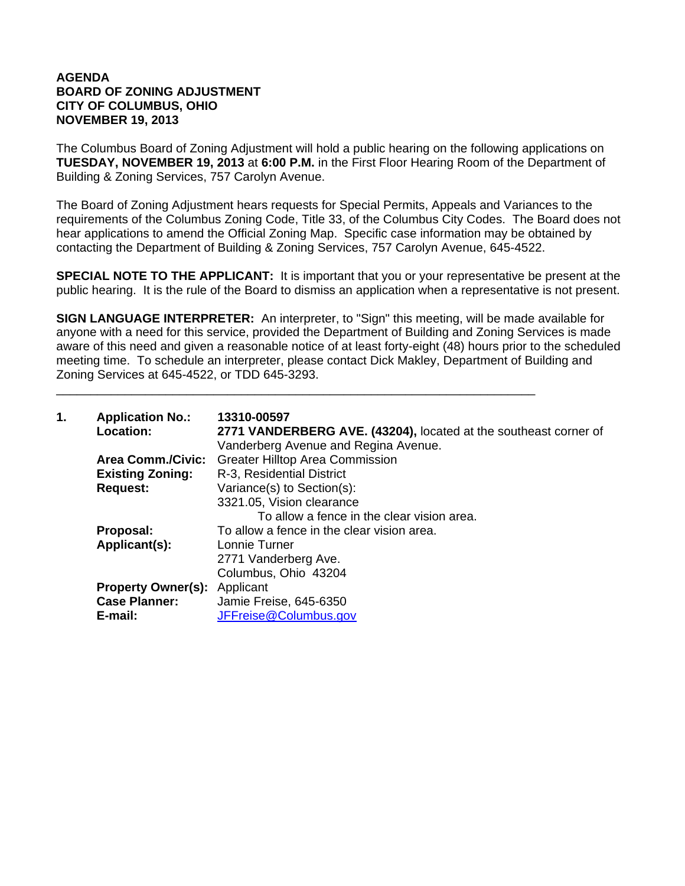**AGENDA**
**BOARD OF ZONING ADJUSTMENT**
**CITY OF COLUMBUS, OHIO**
**NOVEMBER 19, 2013**

The Columbus Board of Zoning Adjustment will hold a public hearing on the following applications on **TUESDAY, NOVEMBER 19, 2013** at **6:00 P.M.** in the First Floor Hearing Room of the Department of Building & Zoning Services, 757 Carolyn Avenue.

The Board of Zoning Adjustment hears requests for Special Permits, Appeals and Variances to the requirements of the Columbus Zoning Code, Title 33, of the Columbus City Codes. The Board does not hear applications to amend the Official Zoning Map. Specific case information may be obtained by contacting the Department of Building & Zoning Services, 757 Carolyn Avenue, 645-4522.

**SPECIAL NOTE TO THE APPLICANT:** It is important that you or your representative be present at the public hearing. It is the rule of the Board to dismiss an application when a representative is not present.

**SIGN LANGUAGE INTERPRETER:** An interpreter, to "Sign" this meeting, will be made available for anyone with a need for this service, provided the Department of Building and Zoning Services is made aware of this need and given a reasonable notice of at least forty-eight (48) hours prior to the scheduled meeting time. To schedule an interpreter, please contact Dick Makley, Department of Building and Zoning Services at 645-4522, or TDD 645-3293.

---

**1.** **Application No.:** **13310-00597**
**Location:** **2771 VANDERBERG AVE. (43204),** located at the southeast corner of Vanderberg Avenue and Regina Avenue.
**Area Comm./Civic:** Greater Hilltop Area Commission
**Existing Zoning:** R-3, Residential District
**Request:** Variance(s) to Section(s):
3321.05, Vision clearance
To allow a fence in the clear vision area.
**Proposal:** To allow a fence in the clear vision area.
**Applicant(s):** Lonnie Turner
2771 Vanderberg Ave.
Columbus, Ohio 43204
**Property Owner(s):** Applicant
**Case Planner:** Jamie Freise, 645-6350
**E-mail:** JFFreise@Columbus.gov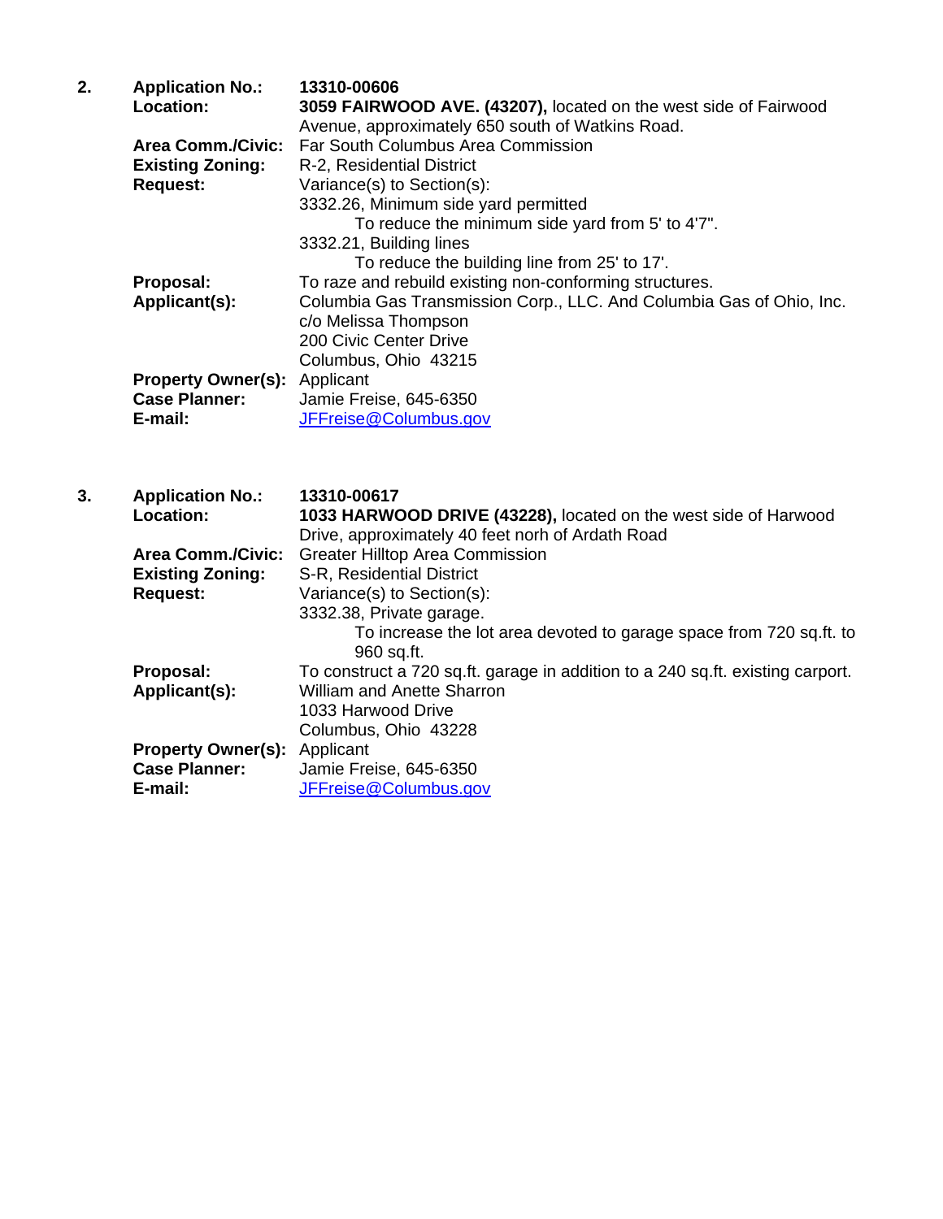**2.** **Application No.:** **13310-00606**

**Location:** **3059 FAIRWOOD AVE. (43207),** located on the west side of Fairwood Avenue, approximately 650 south of Watkins Road.

**Area Comm./Civic:** Far South Columbus Area Commission

**Existing Zoning:** R-2, Residential District

**Request:** Variance(s) to Section(s):

3332.26, Minimum side yard permitted

To reduce the minimum side yard from 5' to 4'7".

3332.21, Building lines

To reduce the building line from 25' to 17'.

**Proposal:** To raze and rebuild existing non-conforming structures.

**Applicant(s):** Columbia Gas Transmission Corp., LLC. And Columbia Gas of Ohio, Inc.
c/o Melissa Thompson
200 Civic Center Drive
Columbus, Ohio 43215

**Property Owner(s):** Applicant

**Case Planner:** Jamie Freise, 645-6350

**E-mail:** JFFreise@Columbus.gov

**3.** **Application No.:** **13310-00617**

**Location:** **1033 HARWOOD DRIVE (43228),** located on the west side of Harwood Drive, approximately 40 feet norh of Ardath Road

**Area Comm./Civic:** Greater Hilltop Area Commission

**Existing Zoning:** S-R, Residential District

**Request:** Variance(s) to Section(s):

3332.38, Private garage.

To increase the lot area devoted to garage space from 720 sq.ft. to 960 sq.ft.

**Proposal:** To construct a 720 sq.ft. garage in addition to a 240 sq.ft. existing carport.

**Applicant(s):** William and Anette Sharron
1033 Harwood Drive
Columbus, Ohio 43228

**Property Owner(s):** Applicant

**Case Planner:** Jamie Freise, 645-6350

**E-mail:** JFFreise@Columbus.gov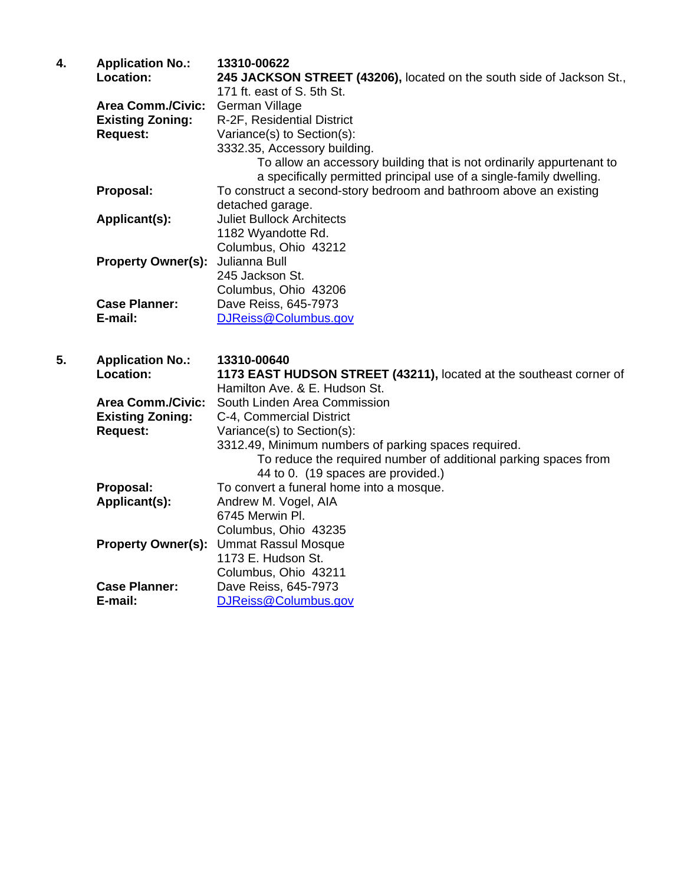4. **Application No.:** **13310-00622**

**Location:** **245 JACKSON STREET (43206),** located on the south side of Jackson St., 171 ft. east of S. 5th St.

**Area Comm./Civic:** German Village

**Existing Zoning:** R-2F, Residential District

**Request:** Variance(s) to Section(s):

3332.35, Accessory building.

To allow an accessory building that is not ordinarily appurtenant to a specifically permitted principal use of a single-family dwelling.

**Proposal:** To construct a second-story bedroom and bathroom above an existing detached garage.

**Applicant(s):** Juliet Bullock Architects
1182 Wyandotte Rd.
Columbus, Ohio 43212

**Property Owner(s):** Julianna Bull
245 Jackson St.
Columbus, Ohio 43206

**Case Planner:** Dave Reiss, 645-7973

**E-mail:** DJReiss@Columbus.gov

5. **Application No.:** **13310-00640**

**Location:** **1173 EAST HUDSON STREET (43211),** located at the southeast corner of Hamilton Ave. & E. Hudson St.

**Area Comm./Civic:** South Linden Area Commission

**Existing Zoning:** C-4, Commercial District

**Request:** Variance(s) to Section(s):

3312.49, Minimum numbers of parking spaces required.

To reduce the required number of additional parking spaces from 44 to 0. (19 spaces are provided.)

**Proposal:** To convert a funeral home into a mosque.

**Applicant(s):** Andrew M. Vogel, AIA
6745 Merwin Pl.
Columbus, Ohio 43235

**Property Owner(s):** Ummat Rassul Mosque
1173 E. Hudson St.
Columbus, Ohio 43211

**Case Planner:** Dave Reiss, 645-7973

**E-mail:** DJReiss@Columbus.gov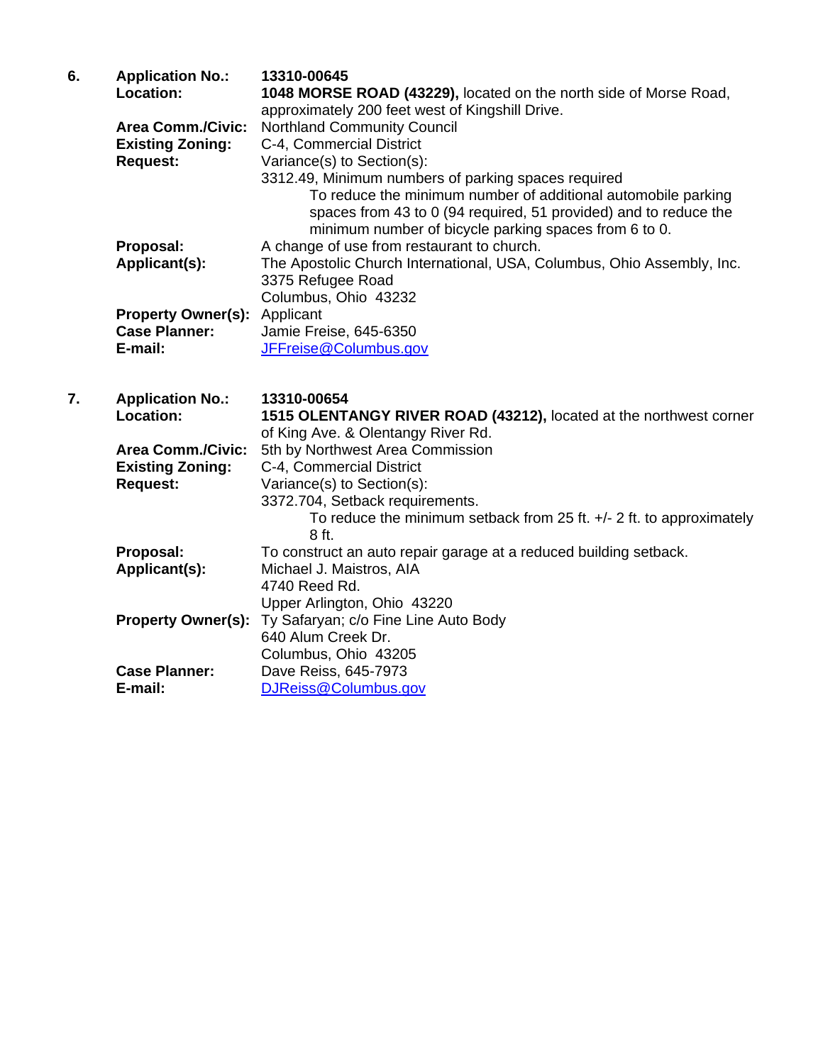6. **Application No.:** **13310-00645**

**Location:** **1048 MORSE ROAD (43229),** located on the north side of Morse Road, approximately 200 feet west of Kingshill Drive.

**Area Comm./Civic:** Northland Community Council

**Existing Zoning:** C-4, Commercial District

**Request:** Variance(s) to Section(s):

3312.49, Minimum numbers of parking spaces required

> To reduce the minimum number of additional automobile parking spaces from 43 to 0 (94 required, 51 provided) and to reduce the minimum number of bicycle parking spaces from 6 to 0.

**Proposal:** A change of use from restaurant to church.

**Applicant(s):** The Apostolic Church International, USA, Columbus, Ohio Assembly, Inc.
3375 Refugee Road
Columbus, Ohio 43232

**Property Owner(s):** Applicant

**Case Planner:** Jamie Freise, 645-6350

**E-mail:** JFFreise@Columbus.gov

7. **Application No.:** **13310-00654**

**Location:** **1515 OLENTANGY RIVER ROAD (43212),** located at the northwest corner of King Ave. & Olentangy River Rd.

**Area Comm./Civic:** 5th by Northwest Area Commission

**Existing Zoning:** C-4, Commercial District

**Request:** Variance(s) to Section(s):

3372.704, Setback requirements.

> To reduce the minimum setback from 25 ft. +/- 2 ft. to approximately 8 ft.

**Proposal:** To construct an auto repair garage at a reduced building setback.

**Applicant(s):** Michael J. Maistros, AIA
4740 Reed Rd.
Upper Arlington, Ohio 43220

**Property Owner(s):** Ty Safaryan; c/o Fine Line Auto Body
640 Alum Creek Dr.
Columbus, Ohio 43205

**Case Planner:** Dave Reiss, 645-7973

**E-mail:** DJReiss@Columbus.gov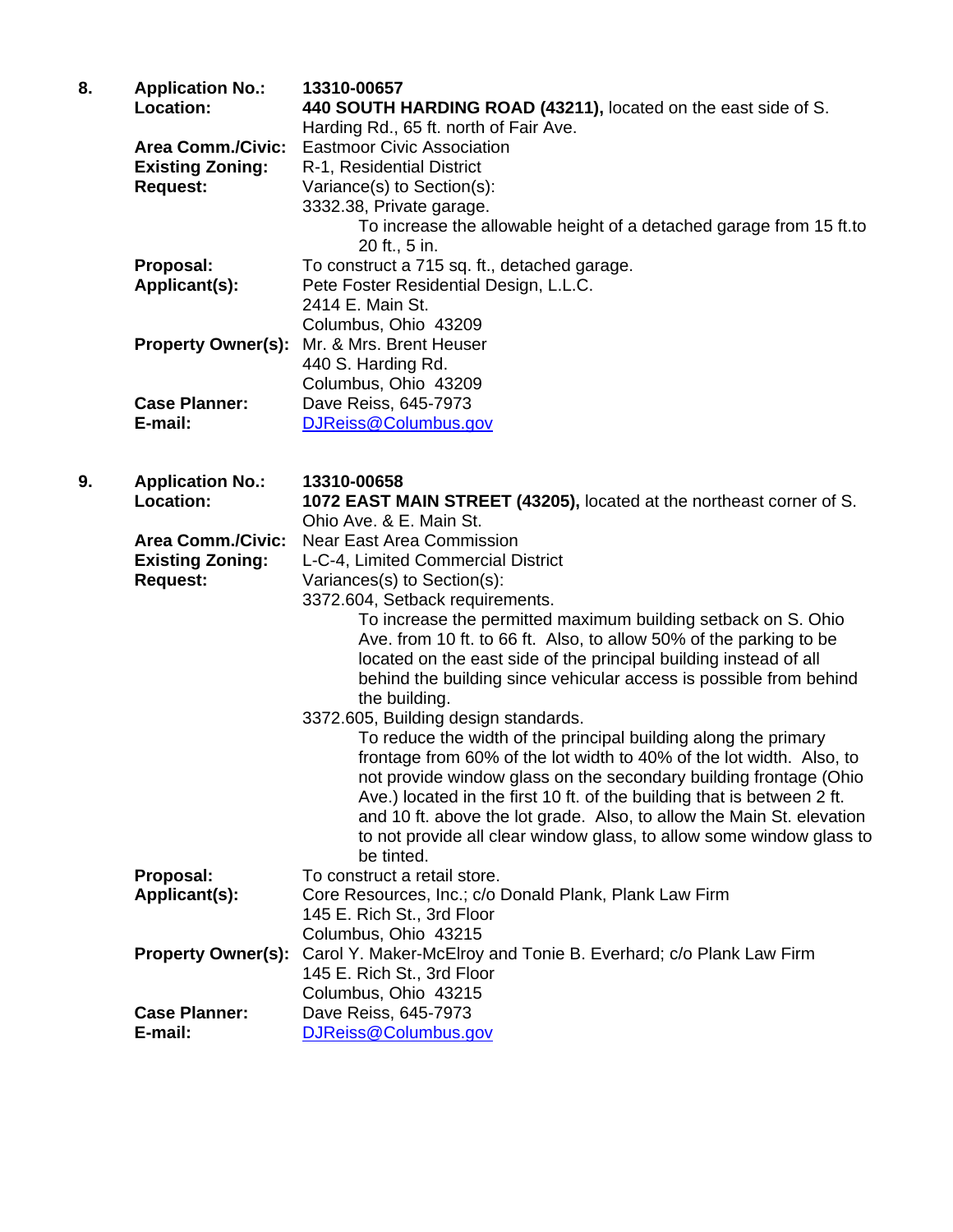**8.** **Application No.:** **13310-00657**

**Location:** **440 SOUTH HARDING ROAD (43211),** located on the east side of S. Harding Rd., 65 ft. north of Fair Ave.

**Area Comm./Civic:** Eastmoor Civic Association

**Existing Zoning:** R-1, Residential District

**Request:** Variance(s) to Section(s):

3332.38, Private garage.

To increase the allowable height of a detached garage from 15 ft.to 20 ft., 5 in.

**Proposal:** To construct a 715 sq. ft., detached garage.

**Applicant(s):** Pete Foster Residential Design, L.L.C.
2414 E. Main St.
Columbus, Ohio 43209

**Property Owner(s):** Mr. & Mrs. Brent Heuser
440 S. Harding Rd.
Columbus, Ohio 43209

**Case Planner:** Dave Reiss, 645-7973

**E-mail:** DJReiss@Columbus.gov

**9.** **Application No.:** **13310-00658**

**Location:** **1072 EAST MAIN STREET (43205),** located at the northeast corner of S. Ohio Ave. & E. Main St.

**Area Comm./Civic:** Near East Area Commission

**Existing Zoning:** L-C-4, Limited Commercial District

**Request:** Variances(s) to Section(s):

3372.604, Setback requirements.

To increase the permitted maximum building setback on S. Ohio Ave. from 10 ft. to 66 ft. Also, to allow 50% of the parking to be located on the east side of the principal building instead of all behind the building since vehicular access is possible from behind the building.

3372.605, Building design standards.

To reduce the width of the principal building along the primary frontage from 60% of the lot width to 40% of the lot width. Also, to not provide window glass on the secondary building frontage (Ohio Ave.) located in the first 10 ft. of the building that is between 2 ft. and 10 ft. above the lot grade. Also, to allow the Main St. elevation to not provide all clear window glass, to allow some window glass to be tinted.

**Proposal:** To construct a retail store.

**Applicant(s):** Core Resources, Inc.; c/o Donald Plank, Plank Law Firm
145 E. Rich St., 3rd Floor
Columbus, Ohio 43215

**Property Owner(s):** Carol Y. Maker-McElroy and Tonie B. Everhard; c/o Plank Law Firm
145 E. Rich St., 3rd Floor
Columbus, Ohio 43215

**Case Planner:** Dave Reiss, 645-7973

**E-mail:** DJReiss@Columbus.gov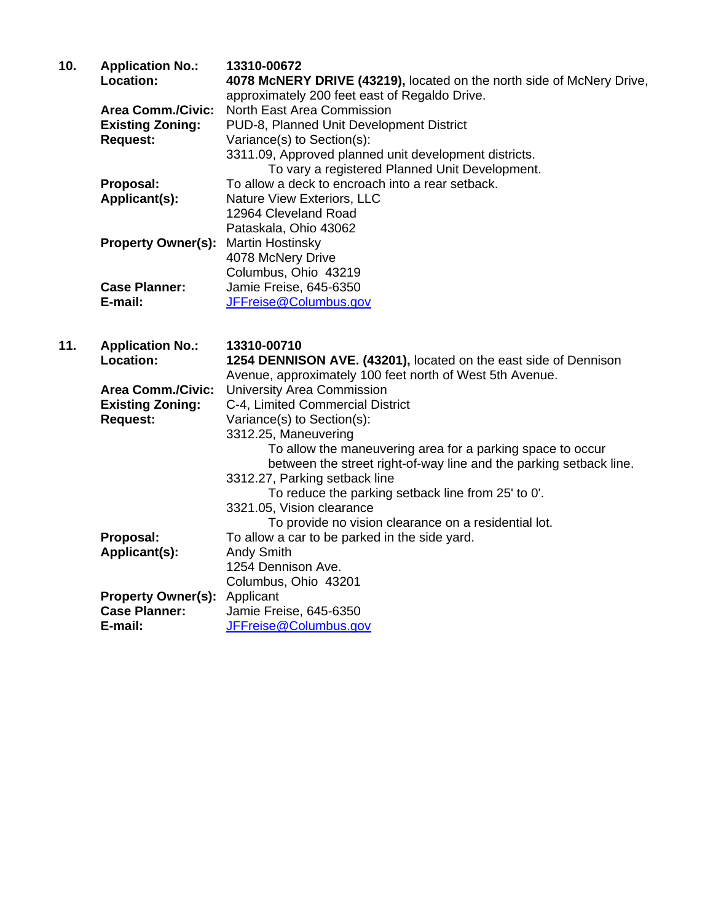**10.** **Application No.:** **13310-00672**

**Location:** **4078 McNERY DRIVE (43219),** located on the north side of McNery Drive, approximately 200 feet east of Regaldo Drive.

**Area Comm./Civic:** North East Area Commission

**Existing Zoning:** PUD-8, Planned Unit Development District

**Request:** Variance(s) to Section(s):

3311.09, Approved planned unit development districts.
To vary a registered Planned Unit Development.

**Proposal:** To allow a deck to encroach into a rear setback.

**Applicant(s):** Nature View Exteriors, LLC
12964 Cleveland Road
Pataskala, Ohio 43062

**Property Owner(s):** Martin Hostinsky
4078 McNery Drive
Columbus, Ohio 43219

**Case Planner:** Jamie Freise, 645-6350

**E-mail:** JFFreise@Columbus.gov

**11.** **Application No.:** **13310-00710**

**Location:** **1254 DENNISON AVE. (43201),** located on the east side of Dennison Avenue, approximately 100 feet north of West 5th Avenue.

**Area Comm./Civic:** University Area Commission

**Existing Zoning:** C-4, Limited Commercial District

**Request:** Variance(s) to Section(s):

3312.25, Maneuvering
To allow the maneuvering area for a parking space to occur between the street right-of-way line and the parking setback line.

3312.27, Parking setback line
To reduce the parking setback line from 25' to 0'.

3321.05, Vision clearance
To provide no vision clearance on a residential lot.

**Proposal:** To allow a car to be parked in the side yard.

**Applicant(s):** Andy Smith
1254 Dennison Ave.
Columbus, Ohio 43201

**Property Owner(s):** Applicant

**Case Planner:** Jamie Freise, 645-6350

**E-mail:** JFFreise@Columbus.gov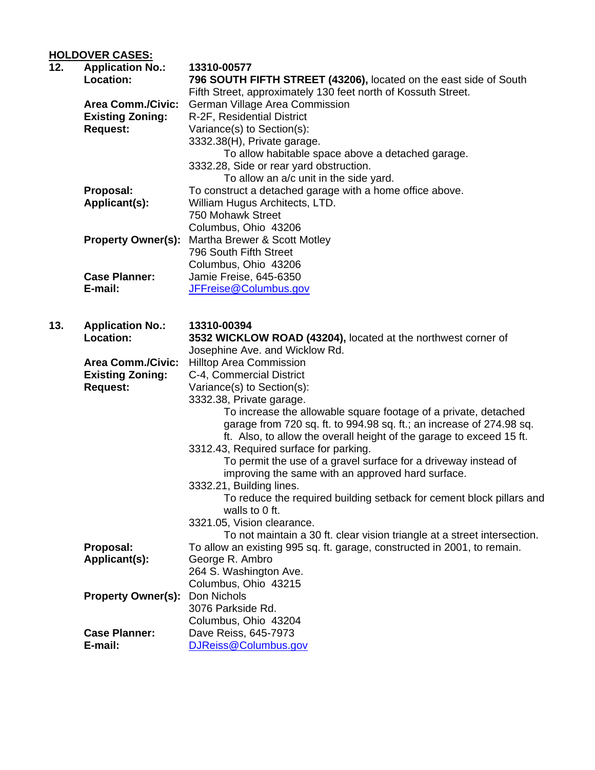**HOLDOVER CASES:**

**12. Application No.:** **13310-00577**

**Location:** **796 SOUTH FIFTH STREET (43206),** located on the east side of South Fifth Street, approximately 130 feet north of Kossuth Street.

**Area Comm./Civic:** German Village Area Commission

**Existing Zoning:** R-2F, Residential District

**Request:** Variance(s) to Section(s):

3332.38(H), Private garage.
To allow habitable space above a detached garage.

3332.28, Side or rear yard obstruction.
To allow an a/c unit in the side yard.

**Proposal:** To construct a detached garage with a home office above.

**Applicant(s):** William Hugus Architects, LTD.
750 Mohawk Street
Columbus, Ohio 43206

**Property Owner(s):** Martha Brewer & Scott Motley
796 South Fifth Street
Columbus, Ohio 43206

**Case Planner:** Jamie Freise, 645-6350

**E-mail:** JFFreise@Columbus.gov

**13. Application No.:** **13310-00394**

**Location:** **3532 WICKLOW ROAD (43204),** located at the northwest corner of Josephine Ave. and Wicklow Rd.

**Area Comm./Civic:** Hilltop Area Commission

**Existing Zoning:** C-4, Commercial District

**Request:** Variance(s) to Section(s):

3332.38, Private garage.
To increase the allowable square footage of a private, detached garage from 720 sq. ft. to 994.98 sq. ft.; an increase of 274.98 sq. ft. Also, to allow the overall height of the garage to exceed 15 ft.

3312.43, Required surface for parking.
To permit the use of a gravel surface for a driveway instead of improving the same with an approved hard surface.

3332.21, Building lines.
To reduce the required building setback for cement block pillars and walls to 0 ft.

3321.05, Vision clearance.
To not maintain a 30 ft. clear vision triangle at a street intersection.

**Proposal:** To allow an existing 995 sq. ft. garage, constructed in 2001, to remain.

**Applicant(s):** George R. Ambro
264 S. Washington Ave.
Columbus, Ohio 43215

**Property Owner(s):** Don Nichols
3076 Parkside Rd.
Columbus, Ohio 43204

**Case Planner:** Dave Reiss, 645-7973

**E-mail:** DJReiss@Columbus.gov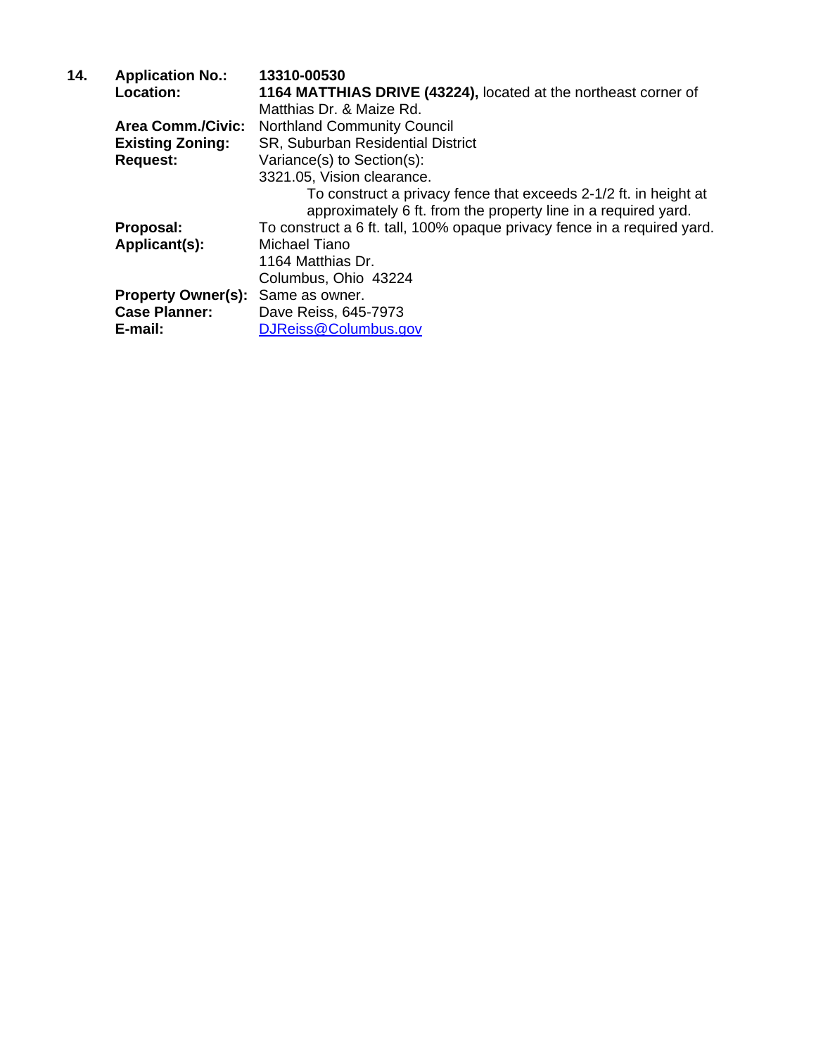**14.** **Application No.:** **13310-00530**

**Location:** **1164 MATTHIAS DRIVE (43224),** located at the northeast corner of Matthias Dr. & Maize Rd.

**Area Comm./Civic:** Northland Community Council

**Existing Zoning:** SR, Suburban Residential District

**Request:** Variance(s) to Section(s):

3321.05, Vision clearance.

To construct a privacy fence that exceeds 2-1/2 ft. in height at approximately 6 ft. from the property line in a required yard.

**Proposal:** To construct a 6 ft. tall, 100% opaque privacy fence in a required yard.

**Applicant(s):** Michael Tiano
1164 Matthias Dr.
Columbus, Ohio 43224

**Property Owner(s):** Same as owner.

**Case Planner:** Dave Reiss, 645-7973

**E-mail:** DJReiss@Columbus.gov